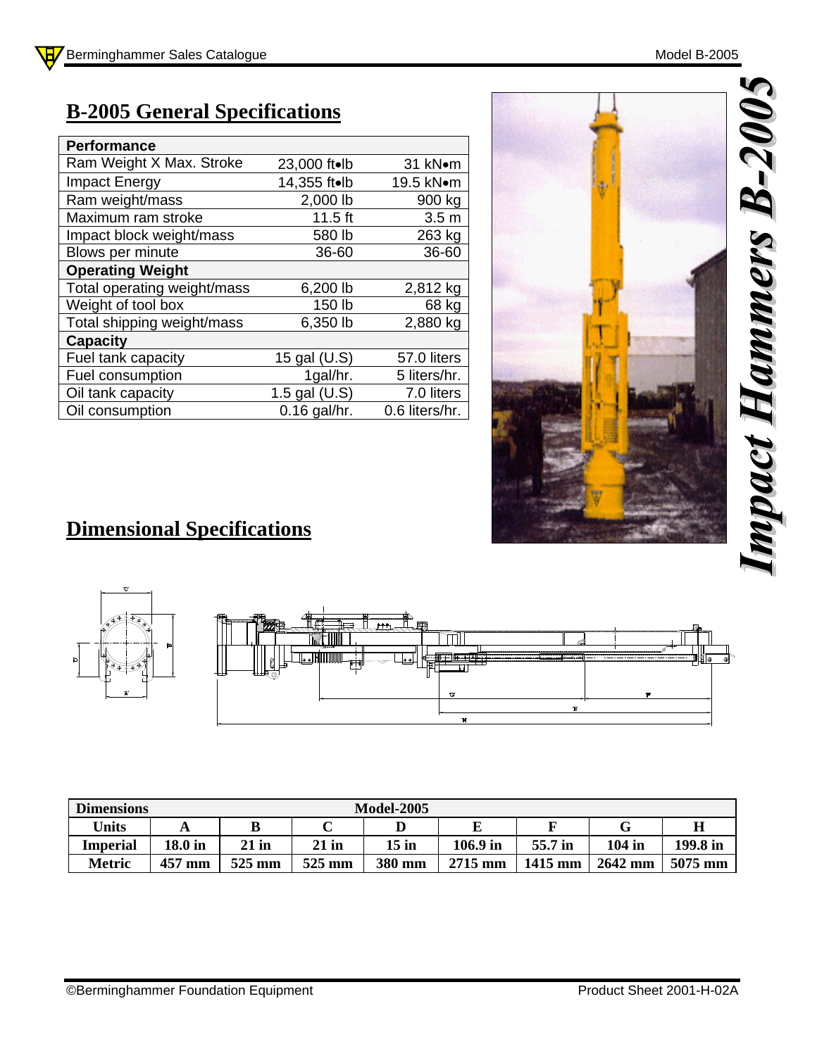# Impact Hammers B-2005

## B-2005 General Specifications

| Performance | | |
|---|---|---|
| Ram Weight X Max. Stroke | 23,000 ft•lb | 31 kN•m |
| Impact Energy | 14,355 ft•lb | 19.5 kN•m |
| Ram weight/mass | 2,000 lb | 900 kg |
| Maximum ram stroke | 11.5 ft | 3.5 m |
| Impact block weight/mass | 580 lb | 263 kg |
| Blows per minute | 36-60 | 36-60 |
| **Operating Weight** | | |
| Total operating weight/mass | 6,200 lb | 2,812 kg |
| Weight of tool box | 150 lb | 68 kg |
| Total shipping weight/mass | 6,350 lb | 2,880 kg |
| **Capacity** | | |
| Fuel tank capacity | 15 gal (U.S) | 57.0 liters |
| Fuel consumption | 1gal/hr. | 5 liters/hr. |
| Oil tank capacity | 1.5 gal (U.S) | 7.0 liters |
| Oil consumption | 0.16 gal/hr. | 0.6 liters/hr. |

## Dimensional Specifications

| Dimensions | | | | Model-2005 | | | | |
|---|---|---|---|---|---|---|---|---|
| **Units** | **A** | **B** | **C** | **D** | **E** | **F** | **G** | **H** |
| **Imperial** | 18.0 in | 21 in | 21 in | 15 in | 106.9 in | 55.7 in | 104 in | 199.8 in |
| **Metric** | 457 mm | 525 mm | 525 mm | 380 mm | 2715 mm | 1415 mm | 2642 mm | 5075 mm |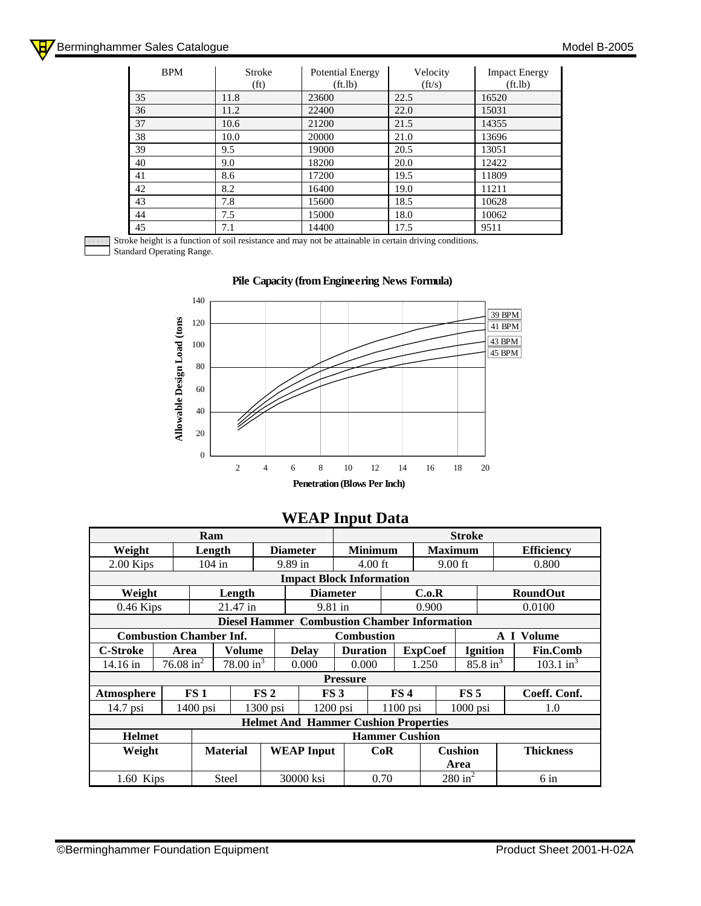| BPM | Stroke (ft) | Potential Energy (ft.lb) | Velocity (ft/s) | Impact Energy (ft.lb) |
|---|---|---|---|---|
| 35 | 11.8 | 23600 | 22.5 | 16520 |
| 36 | 11.2 | 22400 | 22.0 | 15031 |
| 37 | 10.6 | 21200 | 21.5 | 14355 |
| 38 | 10.0 | 20000 | 21.0 | 13696 |
| 39 | 9.5 | 19000 | 20.5 | 13051 |
| 40 | 9.0 | 18200 | 20.0 | 12422 |
| 41 | 8.6 | 17200 | 19.5 | 11809 |
| 42 | 8.2 | 16400 | 19.0 | 11211 |
| 43 | 7.8 | 15600 | 18.5 | 10628 |
| 44 | 7.5 | 15000 | 18.0 | 10062 |
| 45 | 7.1 | 14400 | 17.5 | 9511 |

Stroke height is a function of soil resistance and may not be attainable in certain driving conditions.

Standard Operating Range.

**Pile Capacity (from Engineering News Formula)**

Allowable Design Load (tons)

140
120
100
80
60
40
20
0

2 4 6 8 10 12 14 16 18 20

Penetration (Blows Per Inch)

39 BPM
41 BPM
43 BPM
45 BPM

## WEAP Input Data

| Ram | | | Stroke | | |
|---|---|---|---|---|---|
| Weight | Length | Diameter | Minimum | Maximum | Efficiency |
| 2.00 Kips | 104 in | 9.89 in | 4.00 ft | 9.00 ft | 0.800 |

| Impact Block Information | | | | |
|---|---|---|---|---|
| Weight | Length | Diameter | C.o.R | RoundOut |
| 0.46 Kips | 21.47 in | 9.81 in | 0.900 | 0.0100 |

| Diesel Hammer Combustion Chamber Information | | | | | | | |
|---|---|---|---|---|---|---|---|
| Combustion Chamber Inf. | | | Combustion | | | A I Volume | |
| C-Stroke | Area | Volume | Delay | Duration | ExpCoef | Ignition | Fin.Comb |
| 14.16 in | 76.08 $in^2$ | 78.00 $in^3$ | 0.000 | 0.000 | 1.250 | 85.8 $in^3$ | 103.1 $in^3$ |

| Pressure | | | | | | |
|---|---|---|---|---|---|---|
| Atmosphere | FS 1 | FS 2 | FS 3 | FS 4 | FS 5 | Coeff. Conf. |
| 14.7 psi | 1400 psi | 1300 psi | 1200 psi | 1100 psi | 1000 psi | 1.0 |

| Helmet And Hammer Cushion Properties | | | | | |
|---|---|---|---|---|---|
| Helmet | Hammer Cushion | | | | |
| Weight | Material | WEAP Input | CoR | Cushion Area | Thickness |
| 1.60 Kips | Steel | 30000 ksi | 0.70 | 280 $in^2$ | 6 in |